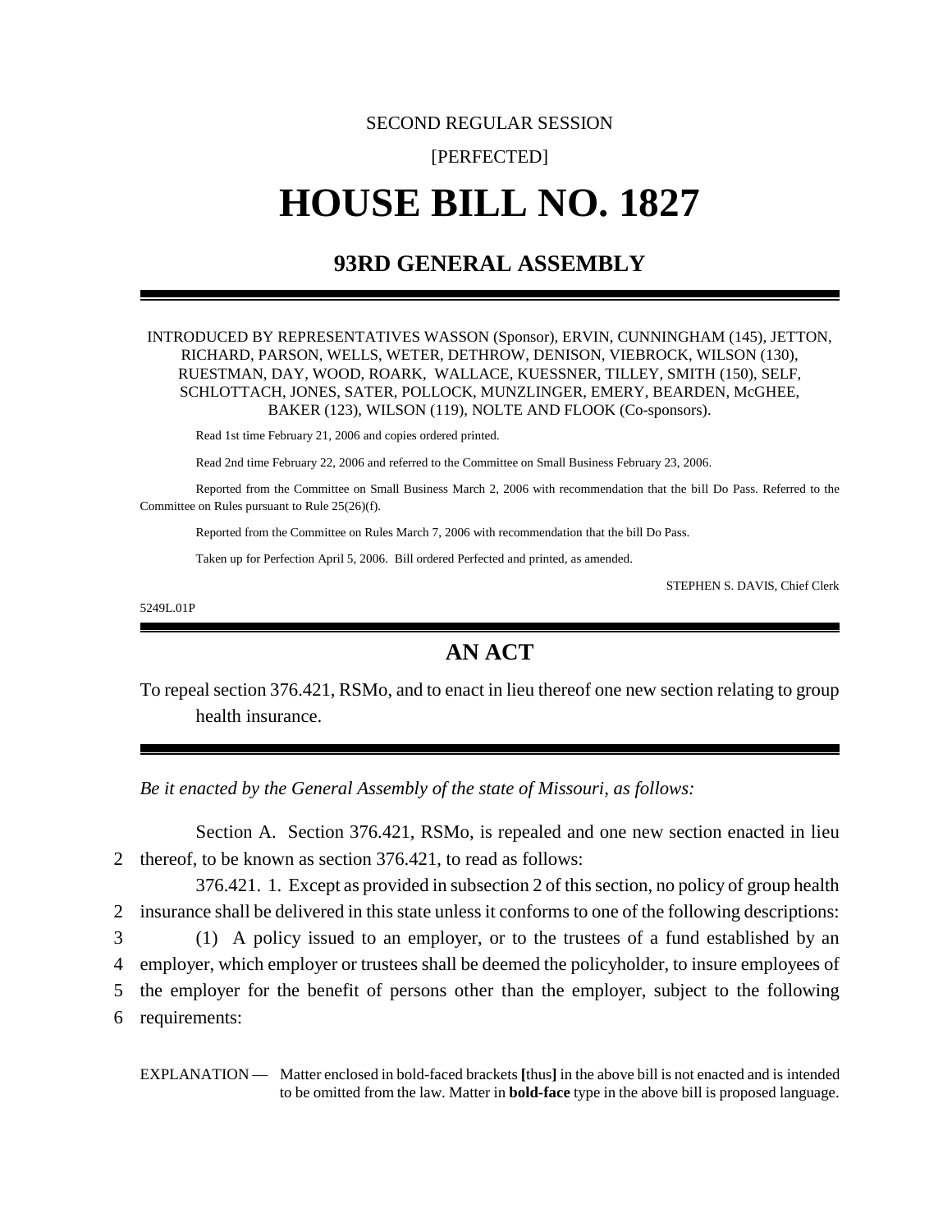SECOND REGULAR SESSION

[PERFECTED]

# HOUSE BILL NO. 1827

## 93RD GENERAL ASSEMBLY

INTRODUCED BY REPRESENTATIVES WASSON (Sponsor), ERVIN, CUNNINGHAM (145), JETTON, RICHARD, PARSON, WELLS, WETER, DETHROW, DENISON, VIEBROCK, WILSON (130), RUESTMAN, DAY, WOOD, ROARK, WALLACE, KUESSNER, TILLEY, SMITH (150), SELF, SCHLOTTACH, JONES, SATER, POLLOCK, MUNZLINGER, EMERY, BEARDEN, McGHEE, BAKER (123), WILSON (119), NOLTE AND FLOOK (Co-sponsors).

Read 1st time February 21, 2006 and copies ordered printed.

Read 2nd time February 22, 2006 and referred to the Committee on Small Business February 23, 2006.

Reported from the Committee on Small Business March 2, 2006 with recommendation that the bill Do Pass. Referred to the Committee on Rules pursuant to Rule 25(26)(f).

Reported from the Committee on Rules March 7, 2006 with recommendation that the bill Do Pass.

Taken up for Perfection April 5, 2006. Bill ordered Perfected and printed, as amended.

STEPHEN S. DAVIS, Chief Clerk

5249L.01P

## AN ACT

To repeal section 376.421, RSMo, and to enact in lieu thereof one new section relating to group health insurance.

*Be it enacted by the General Assembly of the state of Missouri, as follows:*

Section A. Section 376.421, RSMo, is repealed and one new section enacted in lieu
2 thereof, to be known as section 376.421, to read as follows:

376.421. 1. Except as provided in subsection 2 of this section, no policy of group health
2 insurance shall be delivered in this state unless it conforms to one of the following descriptions:
3 (1) A policy issued to an employer, or to the trustees of a fund established by an
4 employer, which employer or trustees shall be deemed the policyholder, to insure employees of
5 the employer for the benefit of persons other than the employer, subject to the following
6 requirements:

EXPLANATION — Matter enclosed in bold-faced brackets **[**thus**]** in the above bill is not enacted and is intended to be omitted from the law. Matter in **bold-face** type in the above bill is proposed language.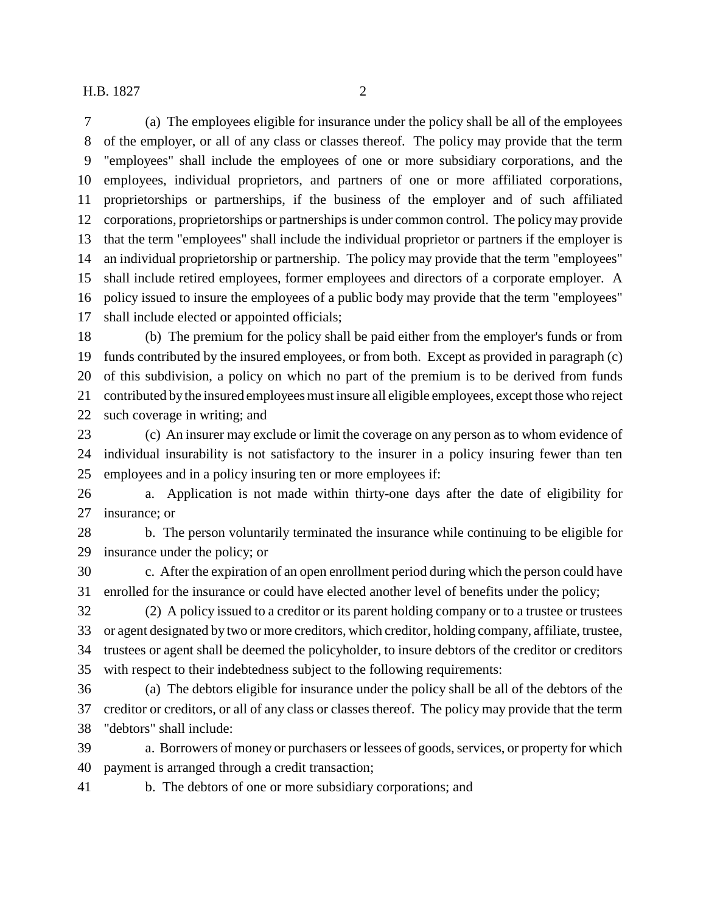(a) The employees eligible for insurance under the policy shall be all of the employees of the employer, or all of any class or classes thereof. The policy may provide that the term "employees" shall include the employees of one or more subsidiary corporations, and the employees, individual proprietors, and partners of one or more affiliated corporations, proprietorships or partnerships, if the business of the employer and of such affiliated corporations, proprietorships or partnerships is under common control. The policy may provide that the term "employees" shall include the individual proprietor or partners if the employer is an individual proprietorship or partnership. The policy may provide that the term "employees" shall include retired employees, former employees and directors of a corporate employer. A policy issued to insure the employees of a public body may provide that the term "employees" shall include elected or appointed officials;

(b) The premium for the policy shall be paid either from the employer's funds or from funds contributed by the insured employees, or from both. Except as provided in paragraph (c) of this subdivision, a policy on which no part of the premium is to be derived from funds contributed by the insured employees must insure all eligible employees, except those who reject such coverage in writing; and

(c) An insurer may exclude or limit the coverage on any person as to whom evidence of individual insurability is not satisfactory to the insurer in a policy insuring fewer than ten employees and in a policy insuring ten or more employees if:

a. Application is not made within thirty-one days after the date of eligibility for insurance; or

b. The person voluntarily terminated the insurance while continuing to be eligible for insurance under the policy; or

c. After the expiration of an open enrollment period during which the person could have enrolled for the insurance or could have elected another level of benefits under the policy;

(2) A policy issued to a creditor or its parent holding company or to a trustee or trustees or agent designated by two or more creditors, which creditor, holding company, affiliate, trustee, trustees or agent shall be deemed the policyholder, to insure debtors of the creditor or creditors with respect to their indebtedness subject to the following requirements:

(a) The debtors eligible for insurance under the policy shall be all of the debtors of the creditor or creditors, or all of any class or classes thereof. The policy may provide that the term "debtors" shall include:

a. Borrowers of money or purchasers or lessees of goods, services, or property for which payment is arranged through a credit transaction;

b. The debtors of one or more subsidiary corporations; and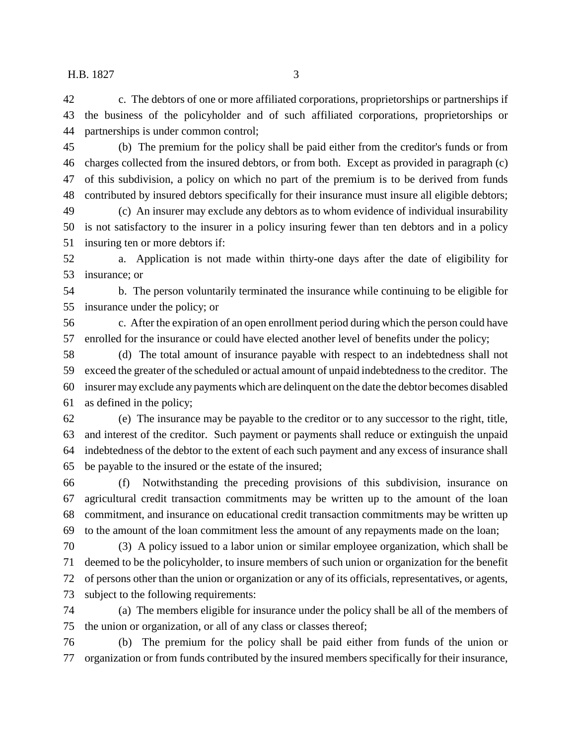c. The debtors of one or more affiliated corporations, proprietorships or partnerships if the business of the policyholder and of such affiliated corporations, proprietorships or partnerships is under common control;

(b) The premium for the policy shall be paid either from the creditor's funds or from charges collected from the insured debtors, or from both. Except as provided in paragraph (c) of this subdivision, a policy on which no part of the premium is to be derived from funds contributed by insured debtors specifically for their insurance must insure all eligible debtors;

(c) An insurer may exclude any debtors as to whom evidence of individual insurability is not satisfactory to the insurer in a policy insuring fewer than ten debtors and in a policy insuring ten or more debtors if:

a. Application is not made within thirty-one days after the date of eligibility for insurance; or

b. The person voluntarily terminated the insurance while continuing to be eligible for insurance under the policy; or

c. After the expiration of an open enrollment period during which the person could have enrolled for the insurance or could have elected another level of benefits under the policy;

(d) The total amount of insurance payable with respect to an indebtedness shall not exceed the greater of the scheduled or actual amount of unpaid indebtedness to the creditor. The insurer may exclude any payments which are delinquent on the date the debtor becomes disabled as defined in the policy;

(e) The insurance may be payable to the creditor or to any successor to the right, title, and interest of the creditor. Such payment or payments shall reduce or extinguish the unpaid indebtedness of the debtor to the extent of each such payment and any excess of insurance shall be payable to the insured or the estate of the insured;

(f) Notwithstanding the preceding provisions of this subdivision, insurance on agricultural credit transaction commitments may be written up to the amount of the loan commitment, and insurance on educational credit transaction commitments may be written up to the amount of the loan commitment less the amount of any repayments made on the loan;

(3) A policy issued to a labor union or similar employee organization, which shall be deemed to be the policyholder, to insure members of such union or organization for the benefit of persons other than the union or organization or any of its officials, representatives, or agents, subject to the following requirements:

(a) The members eligible for insurance under the policy shall be all of the members of the union or organization, or all of any class or classes thereof;

(b) The premium for the policy shall be paid either from funds of the union or organization or from funds contributed by the insured members specifically for their insurance,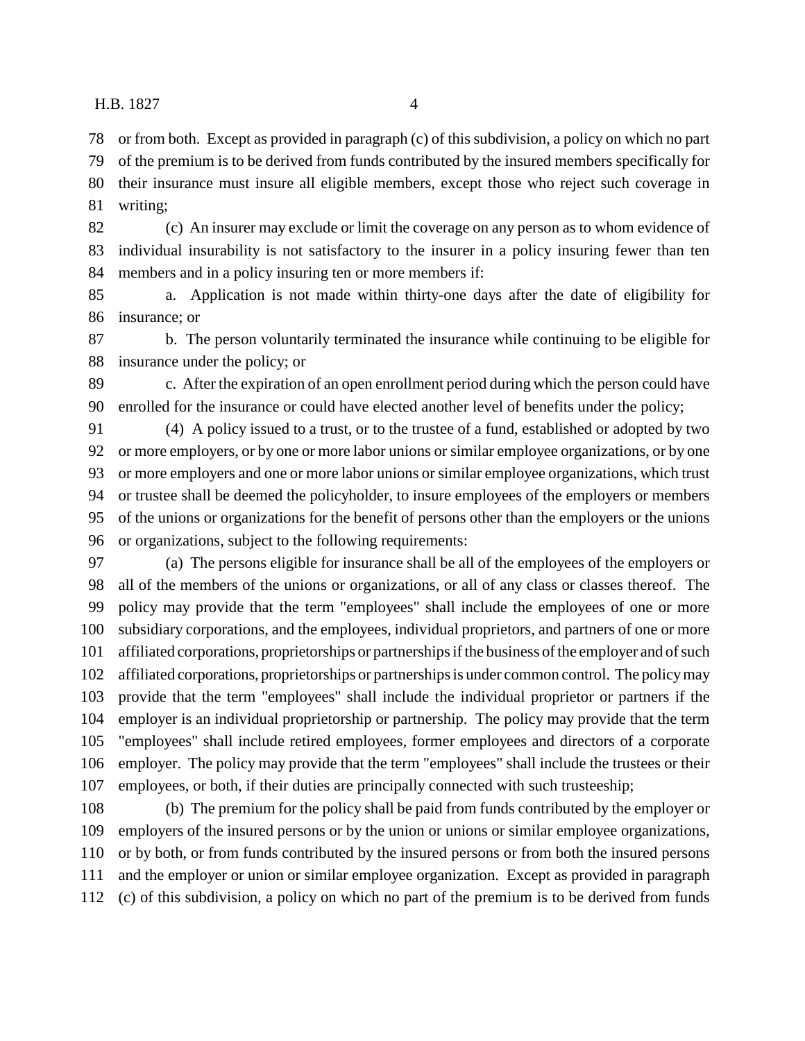or from both. Except as provided in paragraph (c) of this subdivision, a policy on which no part of the premium is to be derived from funds contributed by the insured members specifically for their insurance must insure all eligible members, except those who reject such coverage in writing;

(c) An insurer may exclude or limit the coverage on any person as to whom evidence of individual insurability is not satisfactory to the insurer in a policy insuring fewer than ten members and in a policy insuring ten or more members if:

a. Application is not made within thirty-one days after the date of eligibility for insurance; or

b. The person voluntarily terminated the insurance while continuing to be eligible for insurance under the policy; or

c. After the expiration of an open enrollment period during which the person could have enrolled for the insurance or could have elected another level of benefits under the policy;

(4) A policy issued to a trust, or to the trustee of a fund, established or adopted by two or more employers, or by one or more labor unions or similar employee organizations, or by one or more employers and one or more labor unions or similar employee organizations, which trust or trustee shall be deemed the policyholder, to insure employees of the employers or members of the unions or organizations for the benefit of persons other than the employers or the unions or organizations, subject to the following requirements:

(a) The persons eligible for insurance shall be all of the employees of the employers or all of the members of the unions or organizations, or all of any class or classes thereof. The policy may provide that the term "employees" shall include the employees of one or more subsidiary corporations, and the employees, individual proprietors, and partners of one or more affiliated corporations, proprietorships or partnerships if the business of the employer and of such affiliated corporations, proprietorships or partnerships is under common control. The policy may provide that the term "employees" shall include the individual proprietor or partners if the employer is an individual proprietorship or partnership. The policy may provide that the term "employees" shall include retired employees, former employees and directors of a corporate employer. The policy may provide that the term "employees" shall include the trustees or their employees, or both, if their duties are principally connected with such trusteeship;

(b) The premium for the policy shall be paid from funds contributed by the employer or employers of the insured persons or by the union or unions or similar employee organizations, or by both, or from funds contributed by the insured persons or from both the insured persons and the employer or union or similar employee organization. Except as provided in paragraph (c) of this subdivision, a policy on which no part of the premium is to be derived from funds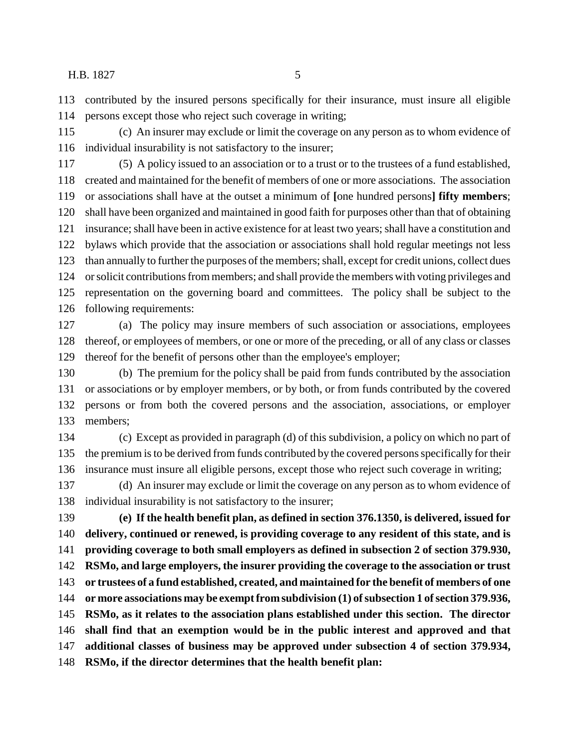contributed by the insured persons specifically for their insurance, must insure all eligible persons except those who reject such coverage in writing;

(c) An insurer may exclude or limit the coverage on any person as to whom evidence of individual insurability is not satisfactory to the insurer;

(5) A policy issued to an association or to a trust or to the trustees of a fund established, created and maintained for the benefit of members of one or more associations. The association or associations shall have at the outset a minimum of **[**one hundred persons**] fifty members**; shall have been organized and maintained in good faith for purposes other than that of obtaining insurance; shall have been in active existence for at least two years; shall have a constitution and bylaws which provide that the association or associations shall hold regular meetings not less than annually to further the purposes of the members; shall, except for credit unions, collect dues or solicit contributions from members; and shall provide the members with voting privileges and representation on the governing board and committees. The policy shall be subject to the following requirements:

(a) The policy may insure members of such association or associations, employees thereof, or employees of members, or one or more of the preceding, or all of any class or classes thereof for the benefit of persons other than the employee's employer;

(b) The premium for the policy shall be paid from funds contributed by the association or associations or by employer members, or by both, or from funds contributed by the covered persons or from both the covered persons and the association, associations, or employer members;

(c) Except as provided in paragraph (d) of this subdivision, a policy on which no part of the premium is to be derived from funds contributed by the covered persons specifically for their insurance must insure all eligible persons, except those who reject such coverage in writing;

(d) An insurer may exclude or limit the coverage on any person as to whom evidence of individual insurability is not satisfactory to the insurer;

**(e) If the health benefit plan, as defined in section 376.1350, is delivered, issued for delivery, continued or renewed, is providing coverage to any resident of this state, and is providing coverage to both small employers as defined in subsection 2 of section 379.930, RSMo, and large employers, the insurer providing the coverage to the association or trust or trustees of a fund established, created, and maintained for the benefit of members of one or more associations may be exempt from subdivision (1) of subsection 1 of section 379.936, RSMo, as it relates to the association plans established under this section. The director shall find that an exemption would be in the public interest and approved and that additional classes of business may be approved under subsection 4 of section 379.934, RSMo, if the director determines that the health benefit plan:**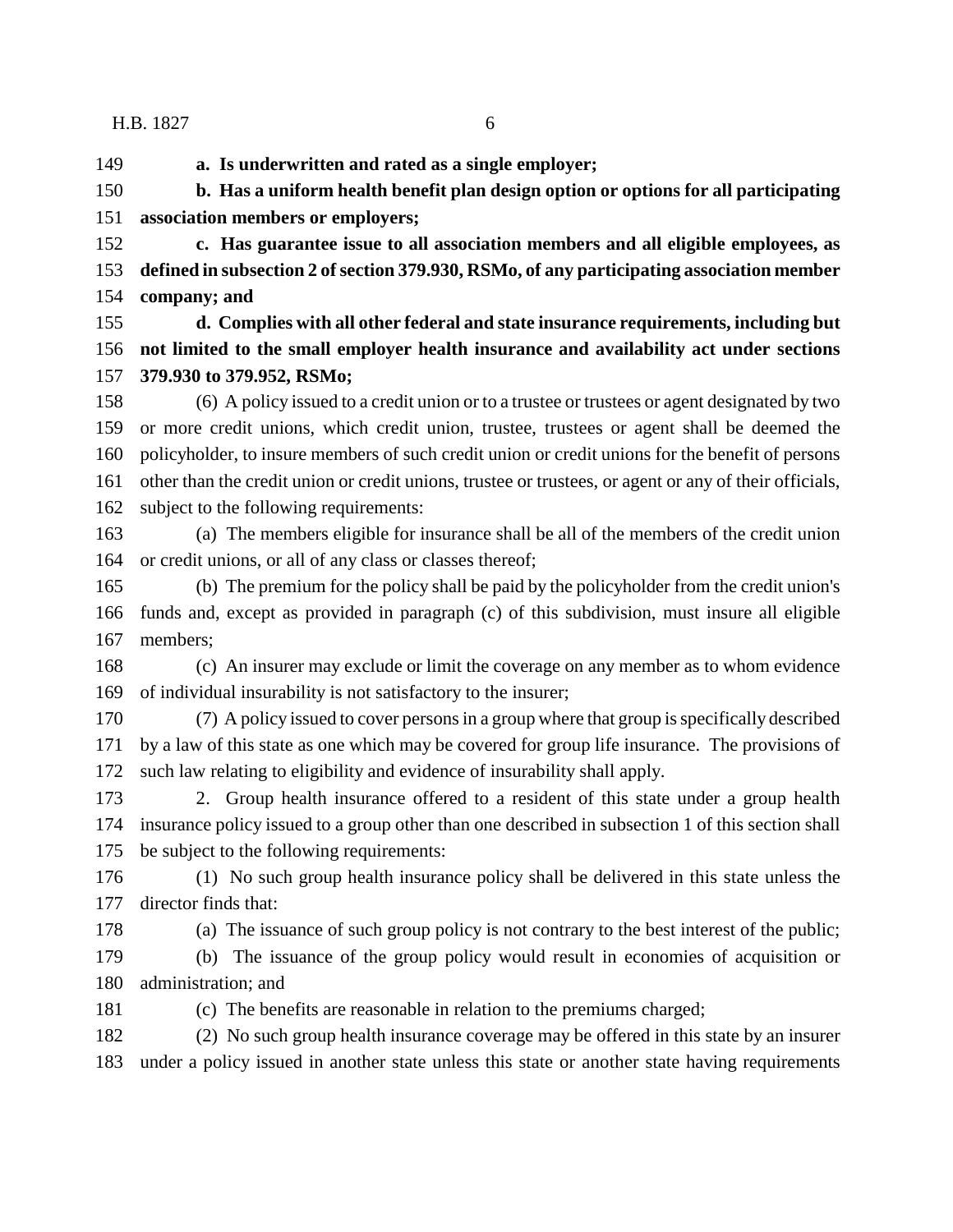**a. Is underwritten and rated as a single employer;**

**b. Has a uniform health benefit plan design option or options for all participating association members or employers;**

**c. Has guarantee issue to all association members and all eligible employees, as defined in subsection 2 of section 379.930, RSMo, of any participating association member company; and**

**d. Complies with all other federal and state insurance requirements, including but not limited to the small employer health insurance and availability act under sections 379.930 to 379.952, RSMo;**

(6) A policy issued to a credit union or to a trustee or trustees or agent designated by two or more credit unions, which credit union, trustee, trustees or agent shall be deemed the policyholder, to insure members of such credit union or credit unions for the benefit of persons other than the credit union or credit unions, trustee or trustees, or agent or any of their officials, subject to the following requirements:

(a) The members eligible for insurance shall be all of the members of the credit union or credit unions, or all of any class or classes thereof;

(b) The premium for the policy shall be paid by the policyholder from the credit union's funds and, except as provided in paragraph (c) of this subdivision, must insure all eligible members;

(c) An insurer may exclude or limit the coverage on any member as to whom evidence of individual insurability is not satisfactory to the insurer;

(7) A policy issued to cover persons in a group where that group is specifically described by a law of this state as one which may be covered for group life insurance. The provisions of such law relating to eligibility and evidence of insurability shall apply.

2. Group health insurance offered to a resident of this state under a group health insurance policy issued to a group other than one described in subsection 1 of this section shall be subject to the following requirements:

(1) No such group health insurance policy shall be delivered in this state unless the director finds that:

(a) The issuance of such group policy is not contrary to the best interest of the public;

(b) The issuance of the group policy would result in economies of acquisition or administration; and

(c) The benefits are reasonable in relation to the premiums charged;

(2) No such group health insurance coverage may be offered in this state by an insurer under a policy issued in another state unless this state or another state having requirements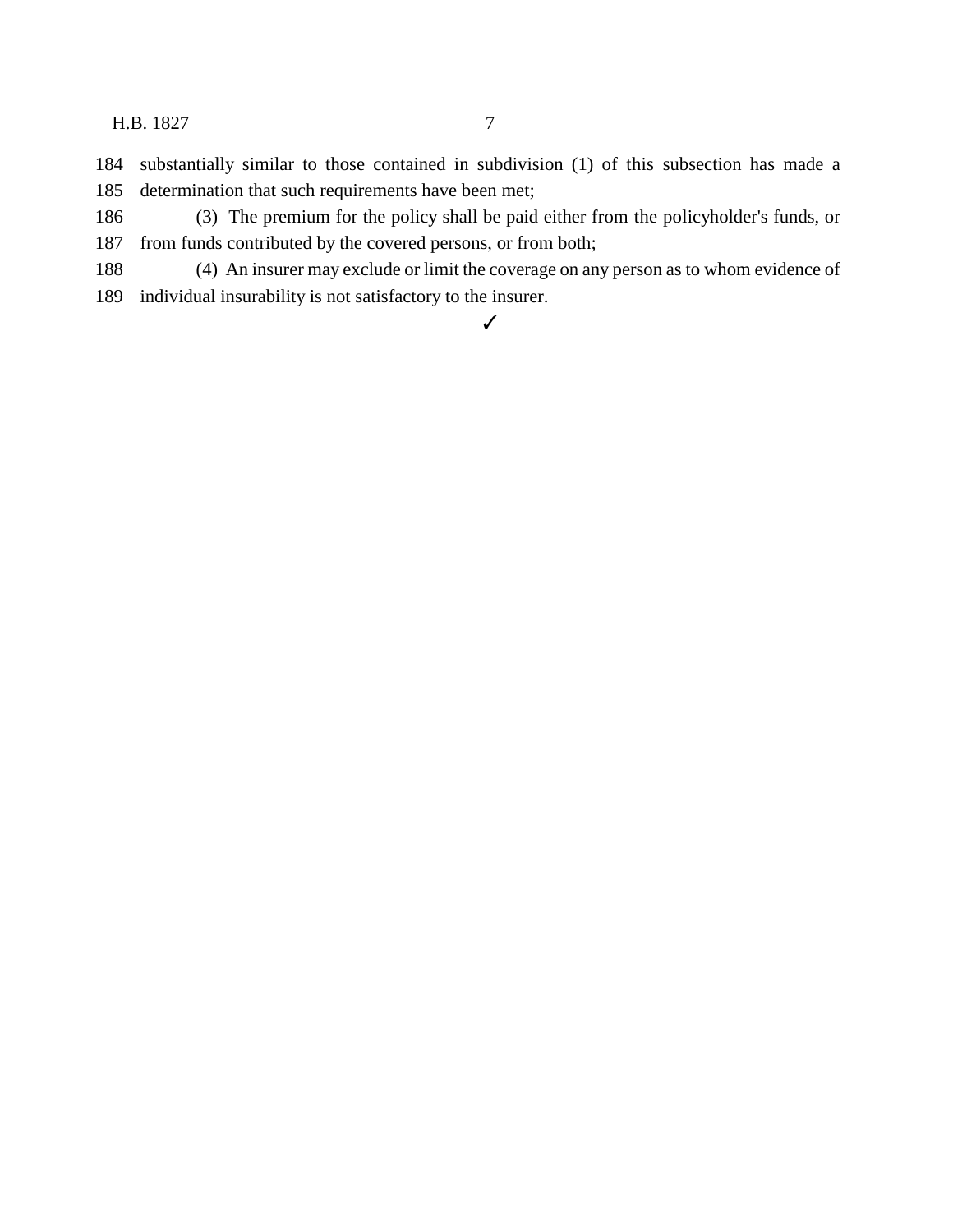substantially similar to those contained in subdivision (1) of this subsection has made a determination that such requirements have been met;

(3) The premium for the policy shall be paid either from the policyholder's funds, or from funds contributed by the covered persons, or from both;

(4) An insurer may exclude or limit the coverage on any person as to whom evidence of individual insurability is not satisfactory to the insurer.

✓